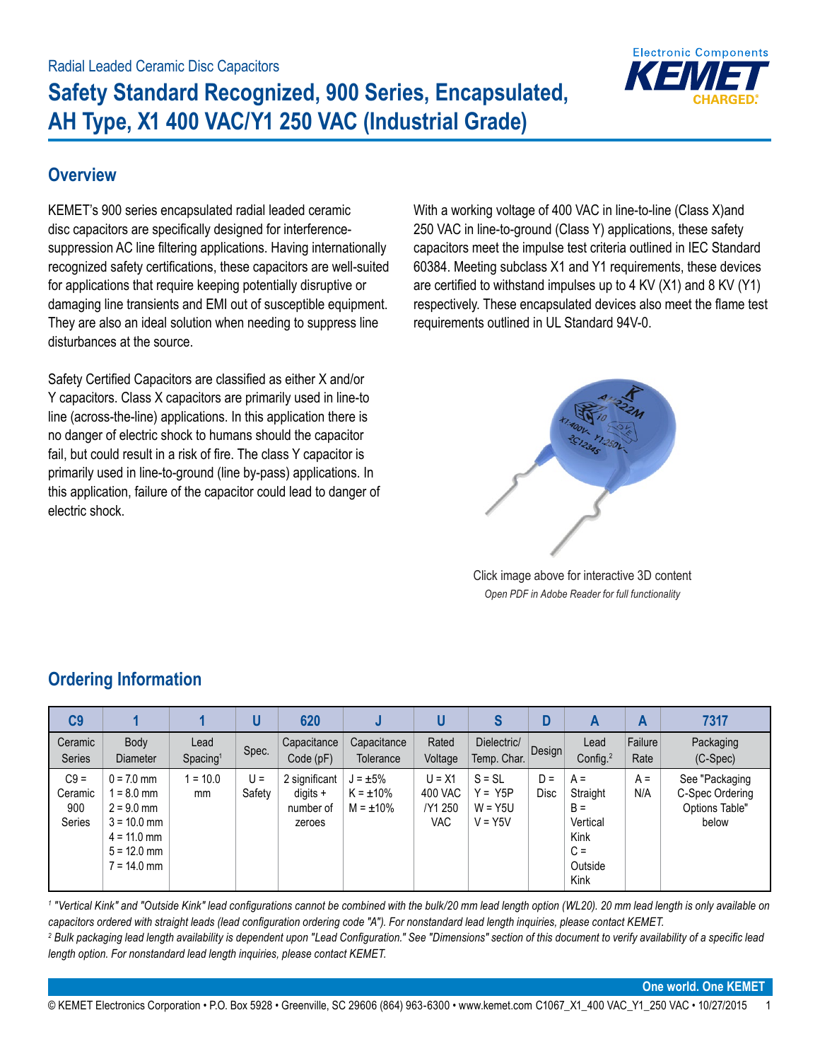Radial Leaded Ceramic Disc Capacitors

# Safety Standard Recognized, 900 Series, Encapsulated, AH Type, X1 400 VAC/Y1 250 VAC (Industrial Grade)

## Overview

KEMET's 900 series encapsulated radial leaded ceramic disc capacitors are specifically designed for interference-suppression AC line filtering applications. Having internationally recognized safety certifications, these capacitors are well-suited for applications that require keeping potentially disruptive or damaging line transients and EMI out of susceptible equipment. They are also an ideal solution when needing to suppress line disturbances at the source.

Safety Certified Capacitors are classified as either X and/or Y capacitors. Class X capacitors are primarily used in line-to line (across-the-line) applications. In this application there is no danger of electric shock to humans should the capacitor fail, but could result in a risk of fire. The class Y capacitor is primarily used in line-to-ground (line by-pass) applications. In this application, failure of the capacitor could lead to danger of electric shock.

With a working voltage of 400 VAC in line-to-line (Class X)and 250 VAC in line-to-ground (Class Y) applications, these safety capacitors meet the impulse test criteria outlined in IEC Standard 60384. Meeting subclass X1 and Y1 requirements, these devices are certified to withstand impulses up to 4 KV (X1) and 8 KV (Y1) respectively. These encapsulated devices also meet the flame test requirements outlined in UL Standard 94V-0.

Click image above for interactive 3D content

*Open PDF in Adobe Reader for full functionality*

## Ordering Information

| C9 | 1 | 1 | U | 620 | J | U | S | D | A | A | 7317 |
|---|---|---|---|---|---|---|---|---|---|---|---|
| Ceramic Series | Body Diameter | Lead Spacing[1] | Spec. | Capacitance Code (pF) | Capacitance Tolerance | Rated Voltage | Dielectric/ Temp. Char. | Design | Lead Config.[2] | Failure Rate | Packaging (C-Spec) |
| C9 = Ceramic 900 Series | 0 = 7.0 mm<br>1 = 8.0 mm<br>2 = 9.0 mm<br>3 = 10.0 mm<br>4 = 11.0 mm<br>5 = 12.0 mm<br>7 = 14.0 mm | 1 = 10.0 mm | U = Safety | 2 significant digits + number of zeroes | J = ±5%<br>K = ±10%<br>M = ±10% | U = X1 400 VAC /Y1 250 VAC | S = SL<br>Y = Y5P<br>W = Y5U<br>V = Y5V | D = Disc | A = Straight<br>B = Vertical Kink<br>C = Outside Kink | A = N/A | See "Packaging C-Spec Ordering Options Table" below |

*[1] "Vertical Kink" and "Outside Kink" lead configurations cannot be combined with the bulk/20 mm lead length option (WL20). 20 mm lead length is only available on capacitors ordered with straight leads (lead configuration ordering code "A"). For nonstandard lead length inquiries, please contact KEMET.*

*[2] Bulk packaging lead length availability is dependent upon "Lead Configuration." See "Dimensions" section of this document to verify availability of a specific lead length option. For nonstandard lead length inquiries, please contact KEMET.*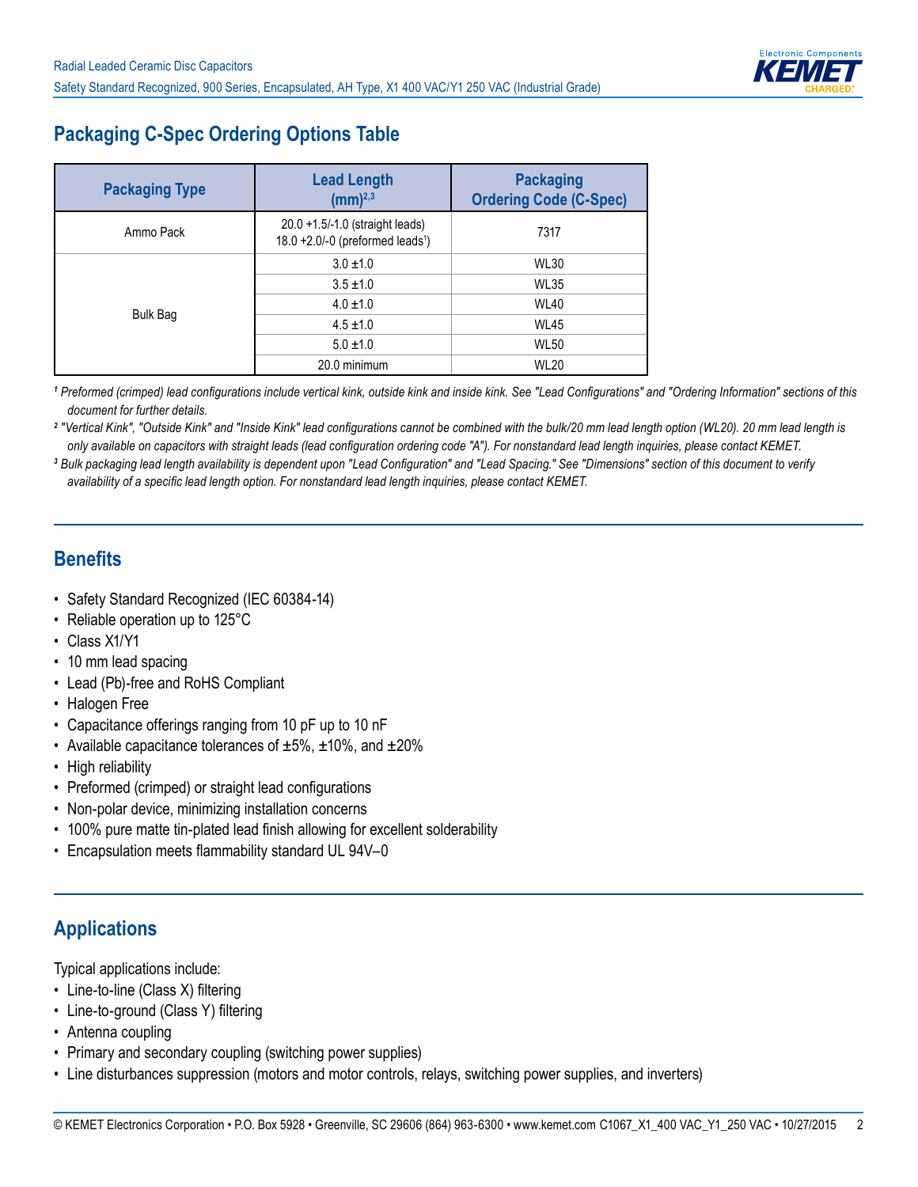## Packaging C-Spec Ordering Options Table

| Packaging Type | Lead Length (mm)[2,3] | Packaging Ordering Code (C-Spec) |
|---|---|---|
| Ammo Pack | 20.0 +1.5/-1.0 (straight leads)<br>18.0 +2.0/-0 (preformed leads[1]) | 7317 |
| Bulk Bag | 3.0 ±1.0 | WL30 |
| | 3.5 ±1.0 | WL35 |
| | 4.0 ±1.0 | WL40 |
| | 4.5 ±1.0 | WL45 |
| | 5.0 ±1.0 | WL50 |
| | 20.0 minimum | WL20 |

*[1] Preformed (crimped) lead configurations include vertical kink, outside kink and inside kink. See "Lead Configurations" and "Ordering Information" sections of this document for further details.*

*[2] "Vertical Kink", "Outside Kink" and "Inside Kink" lead configurations cannot be combined with the bulk/20 mm lead length option (WL20). 20 mm lead length is only available on capacitors with straight leads (lead configuration ordering code "A"). For nonstandard lead length inquiries, please contact KEMET.*

*[3] Bulk packaging lead length availability is dependent upon "Lead Configuration" and "Lead Spacing." See "Dimensions" section of this document to verify availability of a specific lead length option. For nonstandard lead length inquiries, please contact KEMET.*

## Benefits

- Safety Standard Recognized (IEC 60384-14)
- Reliable operation up to 125°C
- Class X1/Y1
- 10 mm lead spacing
- Lead (Pb)-free and RoHS Compliant
- Halogen Free
- Capacitance offerings ranging from 10 pF up to 10 nF
- Available capacitance tolerances of ±5%, ±10%, and ±20%
- High reliability
- Preformed (crimped) or straight lead configurations
- Non-polar device, minimizing installation concerns
- 100% pure matte tin-plated lead finish allowing for excellent solderability
- Encapsulation meets flammability standard UL 94V–0

## Applications

Typical applications include:

- Line-to-line (Class X) filtering
- Line-to-ground (Class Y) filtering
- Antenna coupling
- Primary and secondary coupling (switching power supplies)
- Line disturbances suppression (motors and motor controls, relays, switching power supplies, and inverters)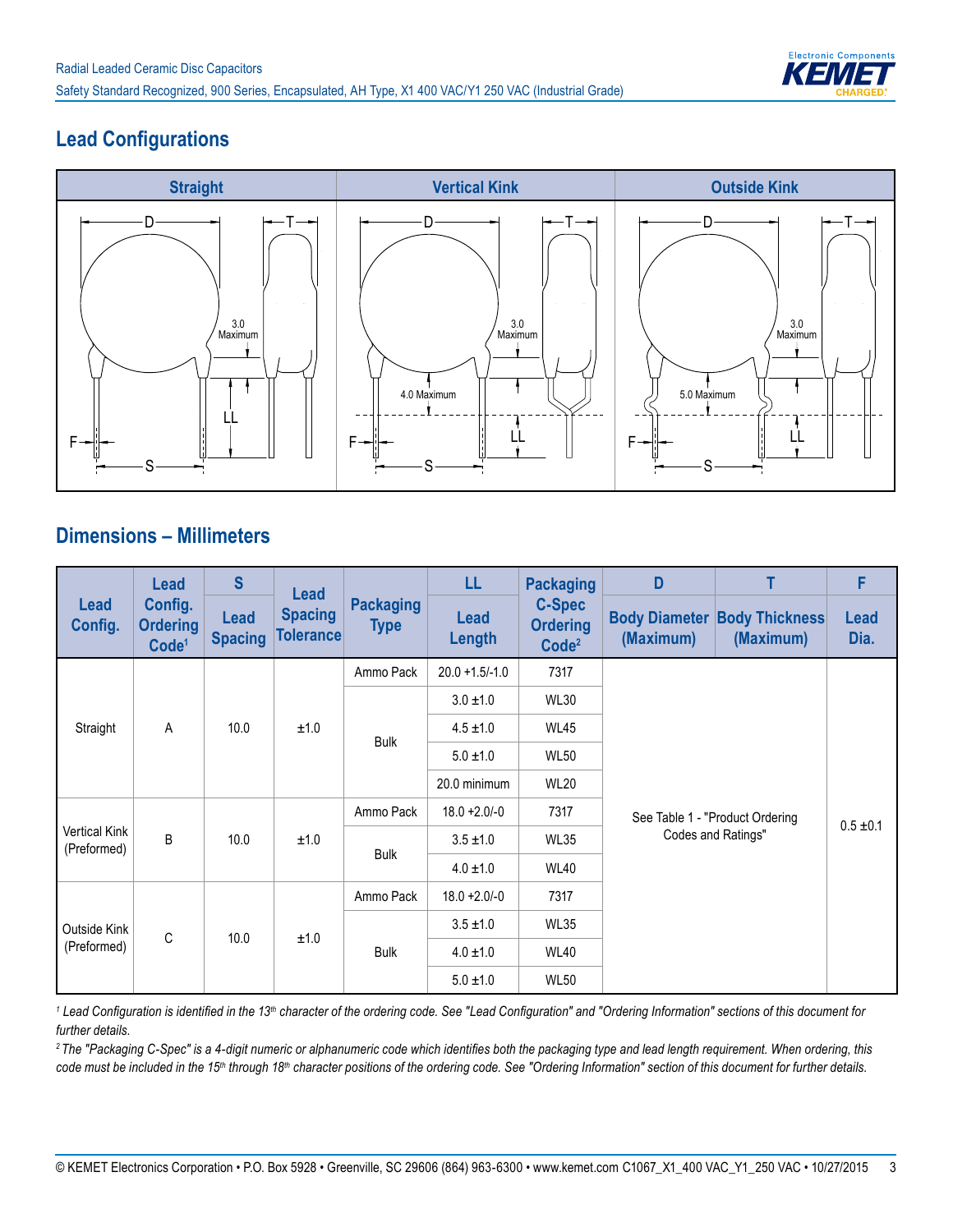## Lead Configurations

| Straight | Vertical Kink | Outside Kink |
| --- | --- | --- |

## Dimensions – Millimeters

| Lead Config. | Lead Config. Ordering Code[1] | S | Lead Spacing Tolerance | Packaging Type | LL | Packaging C-Spec Ordering Code[2] | D | T | F |
| --- | --- | --- | --- | --- | --- | --- | --- | --- | --- |
| | | Lead Spacing | | | Lead Length | | Body Diameter (Maximum) | Body Thickness (Maximum) | Lead Dia. |
| Straight | A | 10.0 | ±1.0 | Ammo Pack | 20.0 +1.5/-1.0 | 7317 | See Table 1 - "Product Ordering Codes and Ratings" | | 0.5 ±0.1 |
| | | | | Bulk | 3.0 ±1.0 | WL30 | | | |
| | | | | | 4.5 ±1.0 | WL45 | | | |
| | | | | | 5.0 ±1.0 | WL50 | | | |
| | | | | | 20.0 minimum | WL20 | | | |
| Vertical Kink (Preformed) | B | 10.0 | ±1.0 | Ammo Pack | 18.0 +2.0/-0 | 7317 | | | |
| | | | | Bulk | 3.5 ±1.0 | WL35 | | | |
| | | | | | 4.0 ±1.0 | WL40 | | | |
| Outside Kink (Preformed) | C | 10.0 | ±1.0 | Ammo Pack | 18.0 +2.0/-0 | 7317 | | | |
| | | | | Bulk | 3.5 ±1.0 | WL35 | | | |
| | | | | | 4.0 ±1.0 | WL40 | | | |
| | | | | | 5.0 ±1.0 | WL50 | | | |

*[1] Lead Configuration is identified in the 13th character of the ordering code. See "Lead Configuration" and "Ordering Information" sections of this document for further details.*

*[2] The "Packaging C-Spec" is a 4-digit numeric or alphanumeric code which identifies both the packaging type and lead length requirement. When ordering, this code must be included in the 15th through 18th character positions of the ordering code. See "Ordering Information" section of this document for further details.*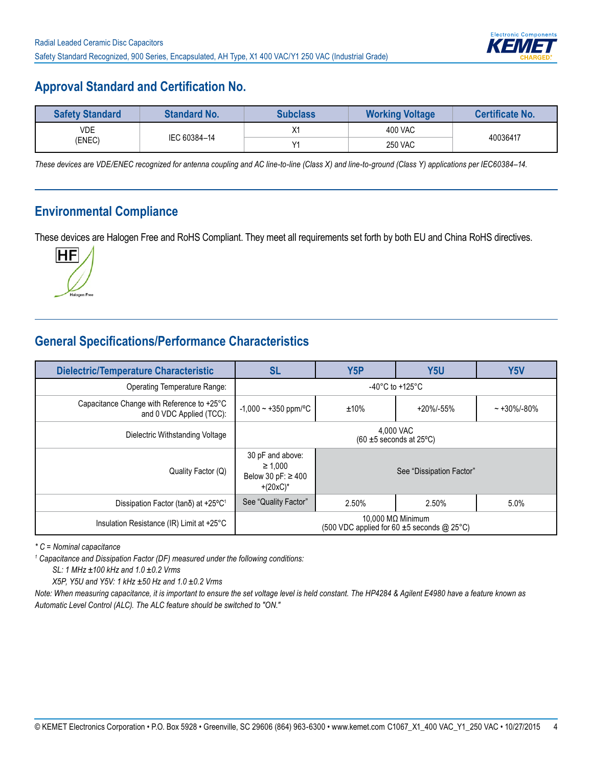## Approval Standard and Certification No.

| Safety Standard | Standard No. | Subclass | Working Voltage | Certificate No. |
|---|---|---|---|---|
| VDE (ENEC) | IEC 60384–14 | X1 | 400 VAC | 40036417 |
| | | Y1 | 250 VAC | |

*These devices are VDE/ENEC recognized for antenna coupling and AC line-to-line (Class X) and line-to-ground (Class Y) applications per IEC60384–14.*

## Environmental Compliance

These devices are Halogen Free and RoHS Compliant. They meet all requirements set forth by both EU and China RoHS directives.

HF Halogen Free

## General Specifications/Performance Characteristics

| Dielectric/Temperature Characteristic | SL | Y5P | Y5U | Y5V |
|---|---|---|---|---|
| Operating Temperature Range: | -40°C to +125°C | | | |
| Capacitance Change with Reference to +25°C and 0 VDC Applied (TCC): | -1,000 ~ +350 ppm/ºC | ±10% | +20%/-55% | ~ +30%/-80% |
| Dielectric Withstanding Voltage | 4,000 VAC (60 ±5 seconds at 25ºC) | | | |
| Quality Factor (Q) | 30 pF and above: ≥ 1,000 Below 30 pF: ≥ 400 +(20xC)* | See "Dissipation Factor" | | |
| Dissipation Factor (tanδ) at +25ºC[1] | See "Quality Factor" | 2.50% | 2.50% | 5.0% |
| Insulation Resistance (IR) Limit at +25°C | 10,000 MΩ Minimum (500 VDC applied for 60 ±5 seconds @ 25°C) | | | |

*\* C = Nominal capacitance*

*[1] Capacitance and Dissipation Factor (DF) measured under the following conditions:*

*SL: 1 MHz ±100 kHz and 1.0 ±0.2 Vrms*

*X5P, Y5U and Y5V: 1 kHz ±50 Hz and 1.0 ±0.2 Vrms*

*Note: When measuring capacitance, it is important to ensure the set voltage level is held constant. The HP4284 & Agilent E4980 have a feature known as Automatic Level Control (ALC). The ALC feature should be switched to "ON."*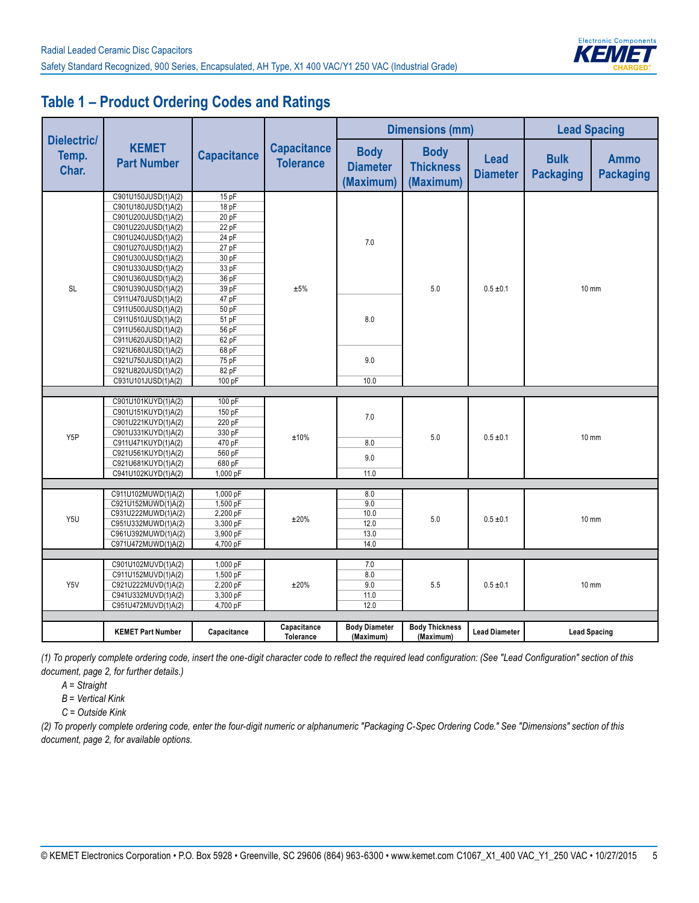## Table 1 – Product Ordering Codes and Ratings

| Dielectric/ Temp. Char. | KEMET Part Number | Capacitance | Capacitance Tolerance | Dimensions (mm) | | | Lead Spacing | |
|---|---|---|---|---|---|---|---|---|
| | | | | Body Diameter (Maximum) | Body Thickness (Maximum) | Lead Diameter | Bulk Packaging | Ammo Packaging |
| SL | C901U150JUSD(1)A(2) | 15 pF | ±5% | 7.0 | 5.0 | 0.5 ±0.1 | 10 mm | |
| SL | C901U180JUSD(1)A(2) | 18 pF | ±5% | 7.0 | 5.0 | 0.5 ±0.1 | 10 mm | |
| SL | C901U200JUSD(1)A(2) | 20 pF | ±5% | 7.0 | 5.0 | 0.5 ±0.1 | 10 mm | |
| SL | C901U220JUSD(1)A(2) | 22 pF | ±5% | 7.0 | 5.0 | 0.5 ±0.1 | 10 mm | |
| SL | C901U240JUSD(1)A(2) | 24 pF | ±5% | 7.0 | 5.0 | 0.5 ±0.1 | 10 mm | |
| SL | C901U270JUSD(1)A(2) | 27 pF | ±5% | 7.0 | 5.0 | 0.5 ±0.1 | 10 mm | |
| SL | C901U300JUSD(1)A(2) | 30 pF | ±5% | 7.0 | 5.0 | 0.5 ±0.1 | 10 mm | |
| SL | C901U330JUSD(1)A(2) | 33 pF | ±5% | 7.0 | 5.0 | 0.5 ±0.1 | 10 mm | |
| SL | C901U360JUSD(1)A(2) | 36 pF | ±5% | 7.0 | 5.0 | 0.5 ±0.1 | 10 mm | |
| SL | C901U390JUSD(1)A(2) | 39 pF | ±5% | 7.0 | 5.0 | 0.5 ±0.1 | 10 mm | |
| SL | C911U470JUSD(1)A(2) | 47 pF | ±5% | 8.0 | 5.0 | 0.5 ±0.1 | 10 mm | |
| SL | C911U500JUSD(1)A(2) | 50 pF | ±5% | 8.0 | 5.0 | 0.5 ±0.1 | 10 mm | |
| SL | C911U510JUSD(1)A(2) | 51 pF | ±5% | 8.0 | 5.0 | 0.5 ±0.1 | 10 mm | |
| SL | C911U560JUSD(1)A(2) | 56 pF | ±5% | 8.0 | 5.0 | 0.5 ±0.1 | 10 mm | |
| SL | C911U620JUSD(1)A(2) | 62 pF | ±5% | 8.0 | 5.0 | 0.5 ±0.1 | 10 mm | |
| SL | C921U680JUSD(1)A(2) | 68 pF | ±5% | 9.0 | 5.0 | 0.5 ±0.1 | 10 mm | |
| SL | C921U750JUSD(1)A(2) | 75 pF | ±5% | 9.0 | 5.0 | 0.5 ±0.1 | 10 mm | |
| SL | C921U820JUSD(1)A(2) | 82 pF | ±5% | 9.0 | 5.0 | 0.5 ±0.1 | 10 mm | |
| SL | C931U101JUSD(1)A(2) | 100 pF | ±5% | 10.0 | 5.0 | 0.5 ±0.1 | 10 mm | |
| Y5P | C901U101KUYD(1)A(2) | 100 pF | ±10% | 7.0 | 5.0 | 0.5 ±0.1 | 10 mm | |
| Y5P | C901U151KUYD(1)A(2) | 150 pF | ±10% | 7.0 | 5.0 | 0.5 ±0.1 | 10 mm | |
| Y5P | C901U221KUYD(1)A(2) | 220 pF | ±10% | 7.0 | 5.0 | 0.5 ±0.1 | 10 mm | |
| Y5P | C901U331KUYD(1)A(2) | 330 pF | ±10% | 7.0 | 5.0 | 0.5 ±0.1 | 10 mm | |
| Y5P | C911U471KUYD(1)A(2) | 470 pF | ±10% | 8.0 | 5.0 | 0.5 ±0.1 | 10 mm | |
| Y5P | C921U561KUYD(1)A(2) | 560 pF | ±10% | 9.0 | 5.0 | 0.5 ±0.1 | 10 mm | |
| Y5P | C921U681KUYD(1)A(2) | 680 pF | ±10% | 9.0 | 5.0 | 0.5 ±0.1 | 10 mm | |
| Y5P | C941U102KUYD(1)A(2) | 1,000 pF | ±10% | 11.0 | 5.0 | 0.5 ±0.1 | 10 mm | |
| Y5U | C911U102MUWD(1)A(2) | 1,000 pF | ±20% | 8.0 | 5.0 | 0.5 ±0.1 | 10 mm | |
| Y5U | C921U152MUWD(1)A(2) | 1,500 pF | ±20% | 9.0 | 5.0 | 0.5 ±0.1 | 10 mm | |
| Y5U | C931U222MUWD(1)A(2) | 2,200 pF | ±20% | 10.0 | 5.0 | 0.5 ±0.1 | 10 mm | |
| Y5U | C951U332MUWD(1)A(2) | 3,300 pF | ±20% | 12.0 | 5.0 | 0.5 ±0.1 | 10 mm | |
| Y5U | C961U392MUWD(1)A(2) | 3,900 pF | ±20% | 13.0 | 5.0 | 0.5 ±0.1 | 10 mm | |
| Y5U | C971U472MUWD(1)A(2) | 4,700 pF | ±20% | 14.0 | 5.0 | 0.5 ±0.1 | 10 mm | |
| Y5V | C901U102MUVD(1)A(2) | 1,000 pF | ±20% | 7.0 | 5.5 | 0.5 ±0.1 | 10 mm | |
| Y5V | C911U152MUVD(1)A(2) | 1,500 pF | ±20% | 8.0 | 5.5 | 0.5 ±0.1 | 10 mm | |
| Y5V | C921U222MUVD(1)A(2) | 2,200 pF | ±20% | 9.0 | 5.5 | 0.5 ±0.1 | 10 mm | |
| Y5V | C941U332MUVD(1)A(2) | 3,300 pF | ±20% | 11.0 | 5.5 | 0.5 ±0.1 | 10 mm | |
| Y5V | C951U472MUVD(1)A(2) | 4,700 pF | ±20% | 12.0 | 5.5 | 0.5 ±0.1 | 10 mm | |
| | KEMET Part Number | Capacitance | Capacitance Tolerance | Body Diameter (Maximum) | Body Thickness (Maximum) | Lead Diameter | Lead Spacing | |

*(1) To properly complete ordering code, insert the one-digit character code to reflect the required lead configuration: (See "Lead Configuration" section of this document, page 2, for further details.)*

*A = Straight*

*B = Vertical Kink*

*C = Outside Kink*

*(2) To properly complete ordering code, enter the four-digit numeric or alphanumeric "Packaging C-Spec Ordering Code." See "Dimensions" section of this document, page 2, for available options.*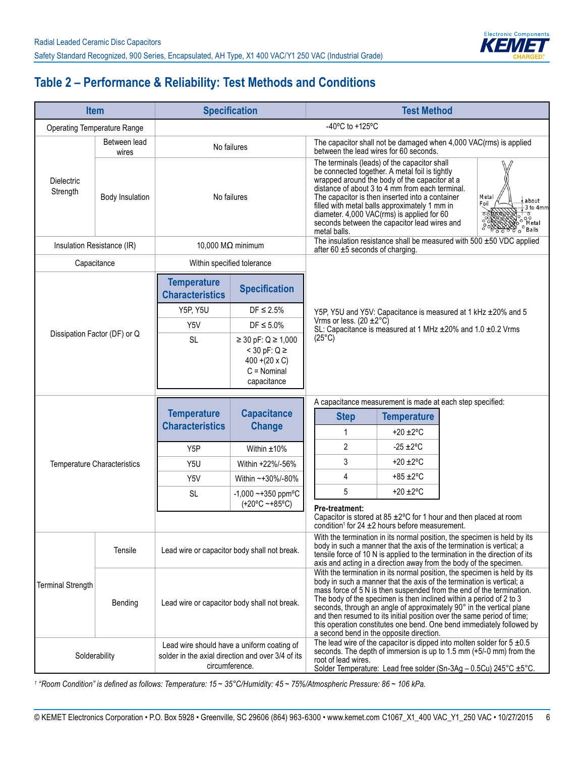## Table 2 – Performance & Reliability: Test Methods and Conditions

| Item | | Specification | Test Method |
|---|---|---|---|
| Operating Temperature Range | | -40ºC to +125ºC | |
| Dielectric Strength | Between lead wires | No failures | The capacitor shall not be damaged when 4,000 VAC(rms) is applied between the lead wires for 60 seconds. |
| | Body Insulation | No failures | The terminals (leads) of the capacitor shall be connected together. A metal foil is tightly wrapped around the body of the capacitor at a distance of about 3 to 4 mm from each terminal. The capacitor is then inserted into a container filled with metal balls approximately 1 mm in diameter. 4,000 VAC(rms) is applied for 60 seconds between the capacitor lead wires and metal balls. |
| Insulation Resistance (IR) | | 10,000 MΩ minimum | The insulation resistance shall be measured with 500 ±50 VDC applied after 60 ±5 seconds of charging. |
| Capacitance | | Within specified tolerance | Y5P, Y5U and Y5V: Capacitance is measured at 1 kHz ±20% and 5 Vrms or less. (20 ±2°C)<br>SL: Capacitance is measured at 1 MHz ±20% and 1.0 ±0.2 Vrms (25°C) |
| Dissipation Factor (DF) or Q | | **Temperature Characteristics / Specification**<br>Y5P, Y5U: DF ≤ 2.5%<br>Y5V: DF ≤ 5.0%<br>SL: ≥ 30 pF: Q ≥ 1,000; < 30 pF: Q ≥ 400 +(20 x C); C = Nominal capacitance | |
| Temperature Characteristics | | **Temperature Characteristics / Capacitance Change**<br>Y5P: Within ±10%<br>Y5U: Within +22%/-56%<br>Y5V: Within ~+30%/-80%<br>SL: -1,000 ~+350 ppmºC (+20ºC ~+85ºC) | A capacitance measurement is made at each step specified:<br>**Step / Temperature**<br>1: +20 ±2ºC<br>2: -25 ±2ºC<br>3: +20 ±2ºC<br>4: +85 ±2ºC<br>5: +20 ±2ºC<br>**Pre-treatment:**<br>Capacitor is stored at 85 ±2ºC for 1 hour and then placed at room condition[1] for 24 ±2 hours before measurement. |
| Terminal Strength | Tensile | Lead wire or capacitor body shall not break. | With the termination in its normal position, the specimen is held by its body in such a manner that the axis of the termination is vertical; a tensile force of 10 N is applied to the termination in the direction of its axis and acting in a direction away from the body of the specimen. |
| | Bending | Lead wire or capacitor body shall not break. | With the termination in its normal position, the specimen is held by its body in such a manner that the axis of the termination is vertical; a mass force of 5 N is then suspended from the end of the termination. The body of the specimen is then inclined within a period of 2 to 3 seconds, through an angle of approximately 90° in the vertical plane and then resumed to its initial position over the same period of time; this operation constitutes one bend. One bend immediately followed by a second bend in the opposite direction. |
| Solderability | | Lead wire should have a uniform coating of solder in the axial direction and over 3/4 of its circumference. | The lead wire of the capacitor is dipped into molten solder for 5 ±0.5 seconds. The depth of immersion is up to 1.5 mm (+5/-0 mm) from the root of lead wires.<br>Solder Temperature: Lead free solder (Sn-3Ag – 0.5Cu) 245°C ±5°C. |

[1] *"Room Condition" is defined as follows: Temperature: 15 ~ 35°C/Humidity: 45 ~ 75%/Atmospheric Pressure: 86 ~ 106 kPa.*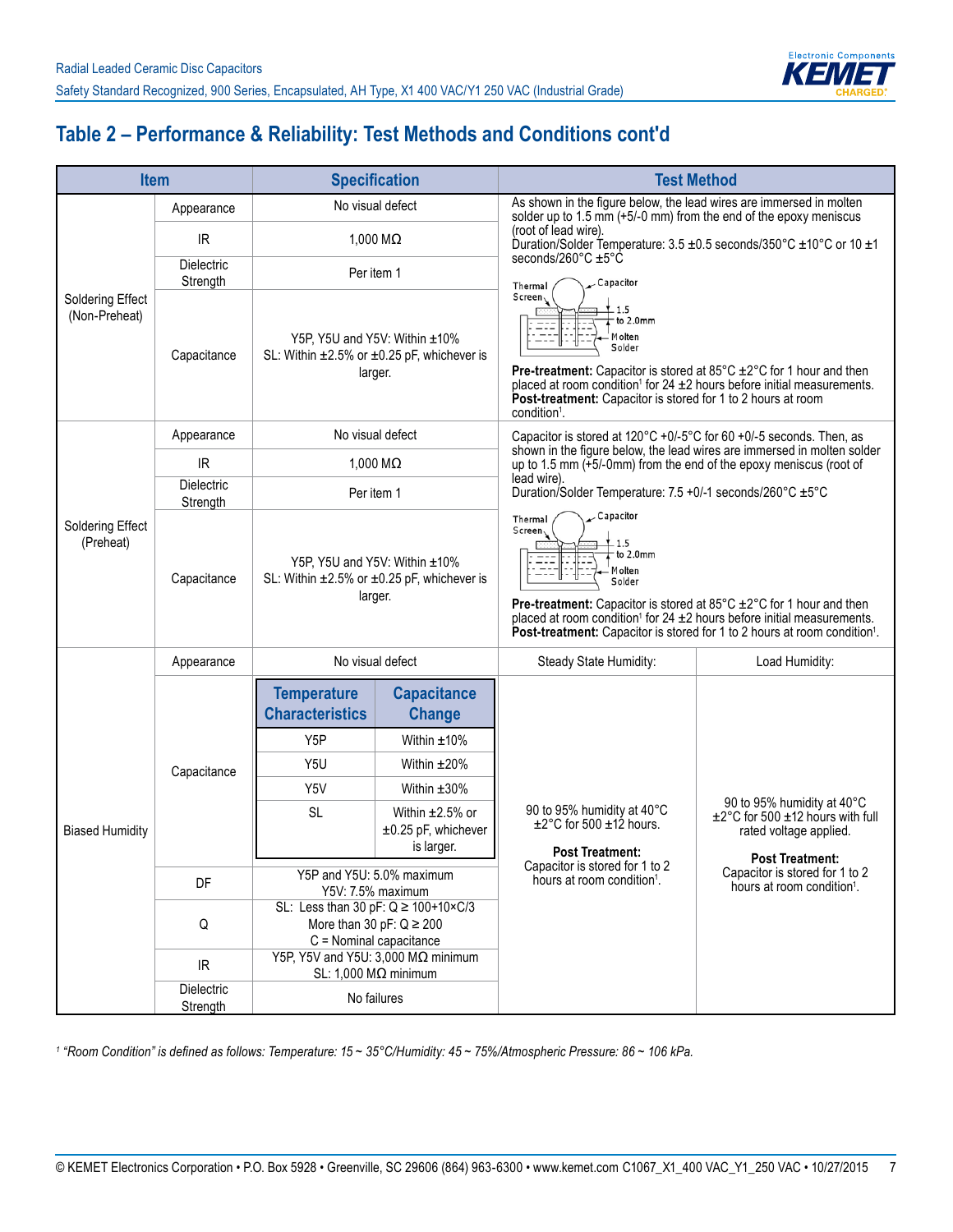## Table 2 – Performance & Reliability: Test Methods and Conditions cont'd

| Item | | Specification | Test Method | |
|---|---|---|---|---|
| Soldering Effect (Non-Preheat) | Appearance | No visual defect | As shown in the figure below, the lead wires are immersed in molten solder up to 1.5 mm (+5/-0 mm) from the end of the epoxy meniscus (root of lead wire).<br>Duration/Solder Temperature: 3.5 ±0.5 seconds/350°C ±10°C or 10 ±1 seconds/260°C ±5°C<br>Thermal Screen / Capacitor / 1.5 to 2.0mm / Molten Solder<br>**Pre-treatment:** Capacitor is stored at 85°C ±2°C for 1 hour and then placed at room condition[1] for 24 ±2 hours before initial measurements.<br>**Post-treatment:** Capacitor is stored for 1 to 2 hours at room condition[1]. | |
| | IR | 1,000 MΩ | | |
| | Dielectric Strength | Per item 1 | | |
| | Capacitance | Y5P, Y5U and Y5V: Within ±10%<br>SL: Within ±2.5% or ±0.25 pF, whichever is larger. | | |
| Soldering Effect (Preheat) | Appearance | No visual defect | Capacitor is stored at 120°C +0/-5°C for 60 +0/-5 seconds. Then, as shown in the figure below, the lead wires are immersed in molten solder up to 1.5 mm (+5/-0mm) from the end of the epoxy meniscus (root of lead wire).<br>Duration/Solder Temperature: 7.5 +0/-1 seconds/260°C ±5°C<br>Thermal Screen / Capacitor / 1.5 to 2.0mm / Molten Solder<br>**Pre-treatment:** Capacitor is stored at 85°C ±2°C for 1 hour and then placed at room condition[1] for 24 ±2 hours before initial measurements.<br>**Post-treatment:** Capacitor is stored for 1 to 2 hours at room condition[1]. | |
| | IR | 1,000 MΩ | | |
| | Dielectric Strength | Per item 1 | | |
| | Capacitance | Y5P, Y5U and Y5V: Within ±10%<br>SL: Within ±2.5% or ±0.25 pF, whichever is larger. | | |
| Biased Humidity | Appearance | No visual defect | Steady State Humidity: | Load Humidity: |
| | Capacitance | **Temperature Characteristics / Capacitance Change:**<br>Y5P: Within ±10%<br>Y5U: Within ±20%<br>Y5V: Within ±30%<br>SL: Within ±2.5% or ±0.25 pF, whichever is larger. | 90 to 95% humidity at 40°C ±2°C for 500 ±12 hours.<br>**Post Treatment:**<br>Capacitor is stored for 1 to 2 hours at room condition[1]. | 90 to 95% humidity at 40°C ±2°C for 500 ±12 hours with full rated voltage applied.<br>**Post Treatment:**<br>Capacitor is stored for 1 to 2 hours at room condition[1]. |
| | DF | Y5P and Y5U: 5.0% maximum<br>Y5V: 7.5% maximum | | |
| | Q | SL: Less than 30 pF: Q ≥ 100+10×C/3<br>More than 30 pF: Q ≥ 200<br>C = Nominal capacitance | | |
| | IR | Y5P, Y5V and Y5U: 3,000 MΩ minimum<br>SL: 1,000 MΩ minimum | | |
| | Dielectric Strength | No failures | | |

[1] *"Room Condition" is defined as follows: Temperature: 15 ~ 35°C/Humidity: 45 ~ 75%/Atmospheric Pressure: 86 ~ 106 kPa.*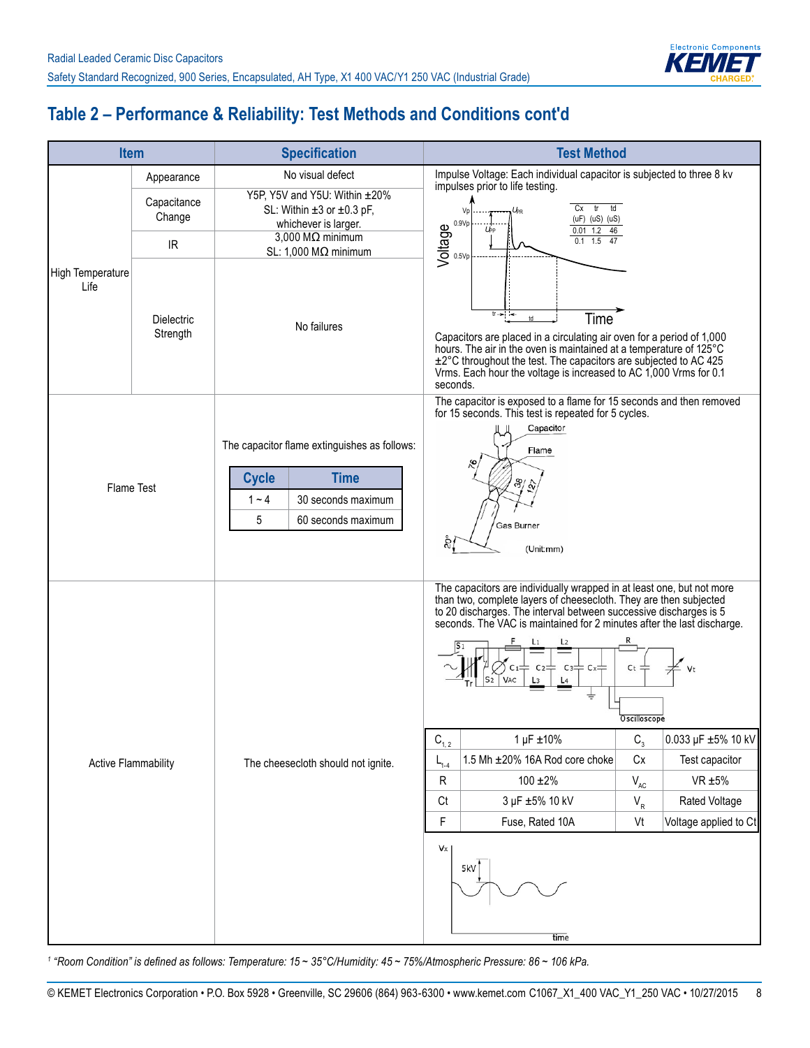## Table 2 – Performance & Reliability: Test Methods and Conditions cont'd

| Item | | Specification | Test Method |
|---|---|---|---|
| High Temperature Life | Appearance | No visual defect | Impulse Voltage: Each individual capacitor is subjected to three 8 kv impulses prior to life testing. Capacitors are placed in a circulating air oven for a period of 1,000 hours. The air in the oven is maintained at a temperature of 125°C ±2°C throughout the test. The capacitors are subjected to AC 425 Vrms. Each hour the voltage is increased to AC 1,000 Vrms for 0.1 seconds. |
| | Capacitance Change | Y5P, Y5V and Y5U: Within ±20%<br>SL: Within ±3 or ±0.3 pF, whichever is larger. | |
| | IR | 3,000 MΩ minimum<br>SL: 1,000 MΩ minimum | |
| | Dielectric Strength | No failures | |
| Flame Test | | The capacitor flame extinguishes as follows:<br>Cycle 1 ~ 4: 30 seconds maximum<br>Cycle 5: 60 seconds maximum | The capacitor is exposed to a flame for 15 seconds and then removed for 15 seconds. This test is repeated for 5 cycles. |
| Active Flammability | | The cheesecloth should not ignite. | The capacitors are individually wrapped in at least one, but not more than two, complete layers of cheesecloth. They are then subjected to 20 discharges. The interval between successive discharges is 5 seconds. The VAC is maintained for 2 minutes after the last discharge. |

Impulse voltage waveform parameters:

| Cx (uF) | tr (uS) | td (uS) |
|---|---|---|
| 0.01 | 1.2 | 46 |
| 0.1 | 1.5 | 47 |

Flame test:

| Cycle | Time |
|---|---|
| 1 ~ 4 | 30 seconds maximum |
| 5 | 60 seconds maximum |

Flame test setup (Unit:mm): Capacitor, Flame, Gas Burner; dimensions 76, 38, 127, 20°.

Active flammability test circuit components:

| | | | |
|---|---|---|---|
| $C_{1,2}$ | 1 µF ±10% | $C_3$ | 0.033 µF ±5% 10 kV |
| $L_{1-4}$ | 1.5 Mh ±20% 16A Rod core choke | Cx | Test capacitor |
| R | 100 ±2% | $V_{AC}$ | VR ±5% |
| Ct | 3 µF ±5% 10 kV | $V_R$ | Rated Voltage |
| F | Fuse, Rated 10A | Vt | Voltage applied to Ct |

[1] "Room Condition" is defined as follows: Temperature: 15 ~ 35°C/Humidity: 45 ~ 75%/Atmospheric Pressure: 86 ~ 106 kPa.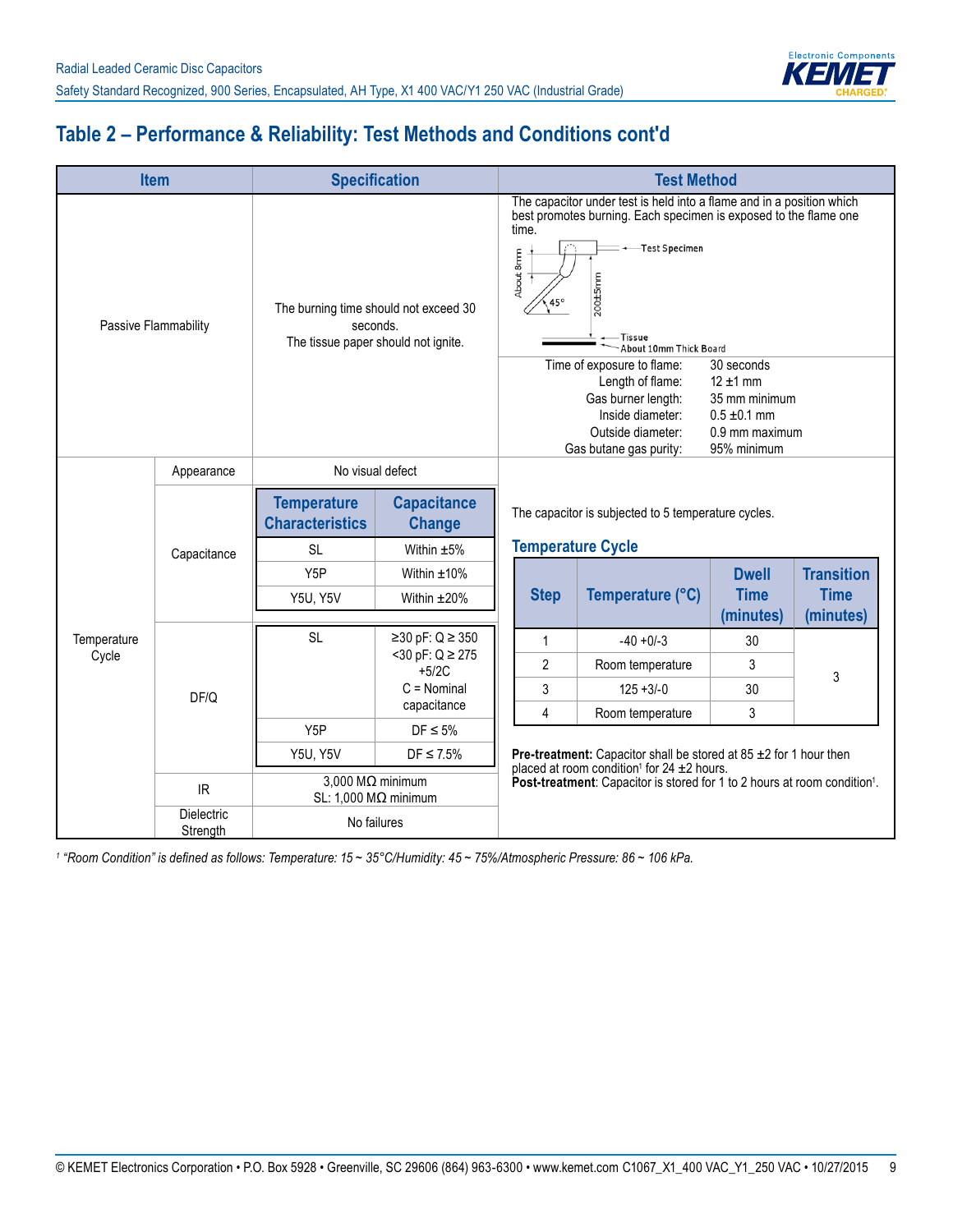## Table 2 – Performance & Reliability: Test Methods and Conditions cont'd

| Item | | Specification | Test Method |
|---|---|---|---|
| Passive Flammability | | The burning time should not exceed 30 seconds. The tissue paper should not ignite. | The capacitor under test is held into a flame and in a position which best promotes burning. Each specimen is exposed to the flame one time.<br>Test Specimen; About 8mm; 45°; 200±5mm; Tissue; About 10mm Thick Board<br>Time of exposure to flame: 30 seconds<br>Length of flame: 12 ±1 mm<br>Gas burner length: 35 mm minimum<br>Inside diameter: 0.5 ±0.1 mm<br>Outside diameter: 0.9 mm maximum<br>Gas butane gas purity: 95% minimum |
| Temperature Cycle | Appearance | No visual defect | The capacitor is subjected to 5 temperature cycles. (See Temperature Cycle table below.)<br>**Pre-treatment:** Capacitor shall be stored at 85 ±2 for 1 hour then placed at room condition[1] for 24 ±2 hours.<br>**Post-treatment**: Capacitor is stored for 1 to 2 hours at room condition[1]. |
| | Capacitance | Temperature Characteristics / Capacitance Change:<br>SL: Within ±5%<br>Y5P: Within ±10%<br>Y5U, Y5V: Within ±20% | |
| | DF/Q | SL: ≥30 pF: Q ≥ 350; <30 pF: Q ≥ 275 +5/2C; C = Nominal capacitance<br>Y5P: DF ≤ 5%<br>Y5U, Y5V: DF ≤ 7.5% | |
| | IR | 3,000 MΩ minimum<br>SL: 1,000 MΩ minimum | |
| | Dielectric Strength | No failures | |

**Temperature Cycle**

| Step | Temperature (°C) | Dwell Time (minutes) | Transition Time (minutes) |
|---|---|---|---|
| 1 | -40 +0/-3 | 30 | 3 |
| 2 | Room temperature | 3 | |
| 3 | 125 +3/-0 | 30 | |
| 4 | Room temperature | 3 | |

[1] *"Room Condition" is defined as follows: Temperature: 15 ~ 35°C/Humidity: 45 ~ 75%/Atmospheric Pressure: 86 ~ 106 kPa.*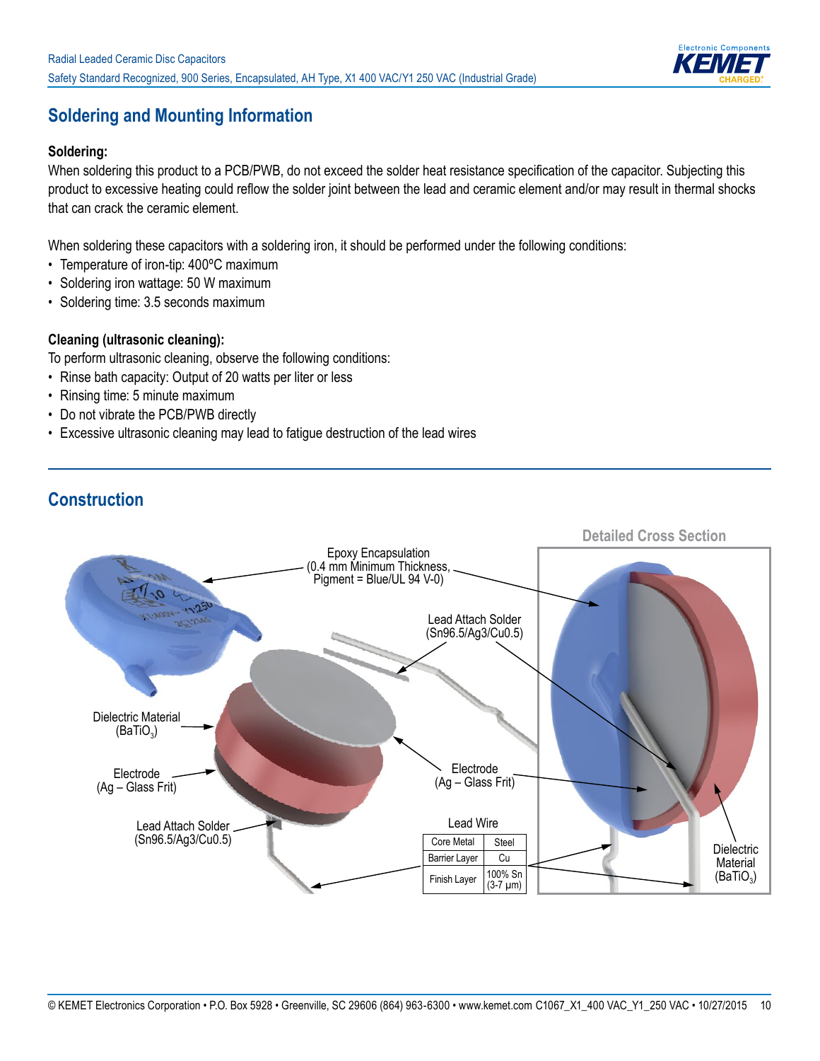## Soldering and Mounting Information

**Soldering:**

When soldering this product to a PCB/PWB, do not exceed the solder heat resistance specification of the capacitor. Subjecting this product to excessive heating could reflow the solder joint between the lead and ceramic element and/or may result in thermal shocks that can crack the ceramic element.

When soldering these capacitors with a soldering iron, it should be performed under the following conditions:

- Temperature of iron-tip: 400ºC maximum
- Soldering iron wattage: 50 W maximum
- Soldering time: 3.5 seconds maximum

**Cleaning (ultrasonic cleaning):**

To perform ultrasonic cleaning, observe the following conditions:

- Rinse bath capacity: Output of 20 watts per liter or less
- Rinsing time: 5 minute maximum
- Do not vibrate the PCB/PWB directly
- Excessive ultrasonic cleaning may lead to fatigue destruction of the lead wires

## Construction

Epoxy Encapsulation (0.4 mm Minimum Thickness, Pigment = Blue/UL 94 V-0)

Lead Attach Solder (Sn96.5/Ag3/Cu0.5)

Dielectric Material ($BaTiO_3$)

Electrode (Ag – Glass Frit)

Lead Attach Solder (Sn96.5/Ag3/Cu0.5)

Electrode (Ag – Glass Frit)

Detailed Cross Section

Dielectric Material ($BaTiO_3$)

Lead Wire

| Core Metal | Steel |
|---|---|
| Barrier Layer | Cu |
| Finish Layer | 100% Sn (3-7 µm) |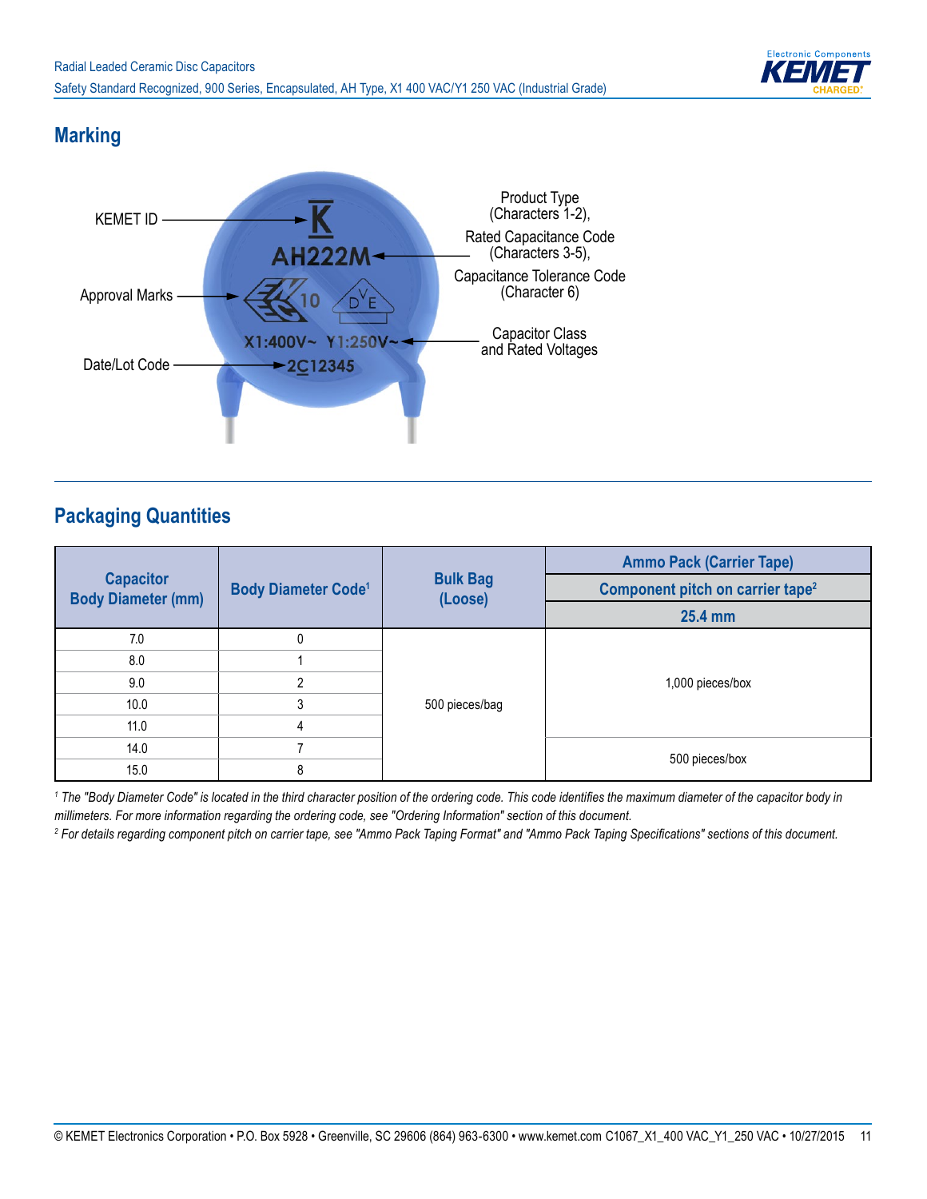## Marking

KEMET ID

Approval Marks

Date/Lot Code

Product Type (Characters 1-2),

Rated Capacitance Code (Characters 3-5),

Capacitance Tolerance Code (Character 6)

Capacitor Class and Rated Voltages

## Packaging Quantities

| Capacitor Body Diameter (mm) | Body Diameter Code[1] | Bulk Bag (Loose) | Ammo Pack (Carrier Tape) Component pitch on carrier tape[2] 25.4 mm |
|---|---|---|---|
| 7.0 | 0 | 500 pieces/bag | 1,000 pieces/box |
| 8.0 | 1 | 500 pieces/bag | 1,000 pieces/box |
| 9.0 | 2 | 500 pieces/bag | 1,000 pieces/box |
| 10.0 | 3 | 500 pieces/bag | 1,000 pieces/box |
| 11.0 | 4 | 500 pieces/bag | 1,000 pieces/box |
| 14.0 | 7 | 500 pieces/bag | 500 pieces/box |
| 15.0 | 8 | 500 pieces/bag | 500 pieces/box |

*[1] The "Body Diameter Code" is located in the third character position of the ordering code. This code identifies the maximum diameter of the capacitor body in millimeters. For more information regarding the ordering code, see "Ordering Information" section of this document.*

*[2] For details regarding component pitch on carrier tape, see "Ammo Pack Taping Format" and "Ammo Pack Taping Specifications" sections of this document.*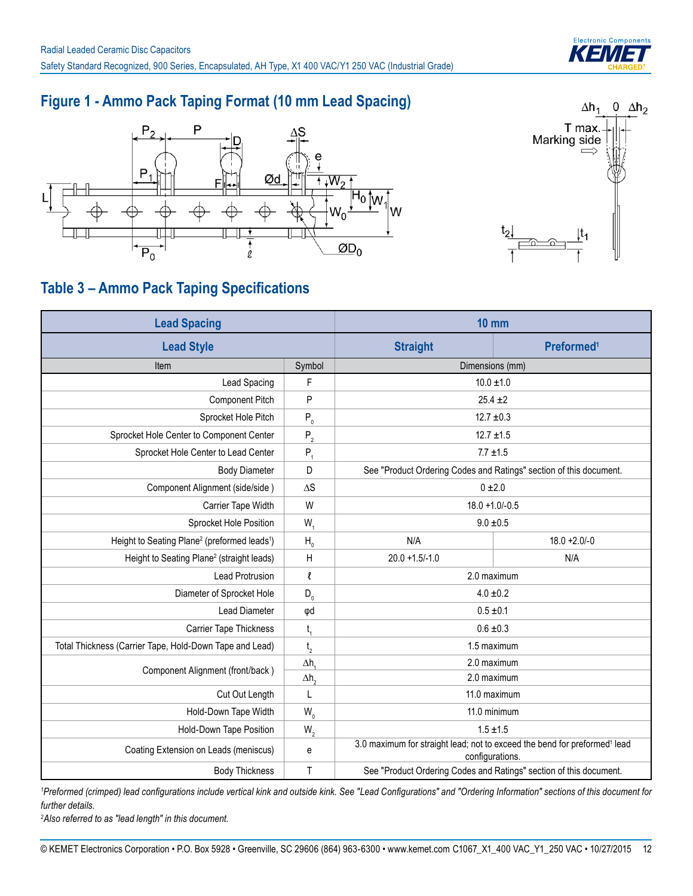## Figure 1 - Ammo Pack Taping Format (10 mm Lead Spacing)

## Table 3 – Ammo Pack Taping Specifications

| Lead Spacing | | 10 mm | |
|---|---|---|---|
| **Lead Style** | | **Straight** | **Preformed[1]** |
| Item | Symbol | Dimensions (mm) | |
| Lead Spacing | F | 10.0 ±1.0 | |
| Component Pitch | P | 25.4 ±2 | |
| Sprocket Hole Pitch | $P_0$ | 12.7 ±0.3 | |
| Sprocket Hole Center to Component Center | $P_2$ | 12.7 ±1.5 | |
| Sprocket Hole Center to Lead Center | $P_1$ | 7.7 ±1.5 | |
| Body Diameter | D | See "Product Ordering Codes and Ratings" section of this document. | |
| Component Alignment (side/side ) | ΔS | 0 ±2.0 | |
| Carrier Tape Width | W | 18.0 +1.0/-0.5 | |
| Sprocket Hole Position | $W_1$ | 9.0 ±0.5 | |
| Height to Seating Plane[2] (preformed leads[1]) | $H_0$ | N/A | 18.0 +2.0/-0 |
| Height to Seating Plane[2] (straight leads) | H | 20.0 +1.5/-1.0 | N/A |
| Lead Protrusion | ℓ | 2.0 maximum | |
| Diameter of Sprocket Hole | $D_0$ | 4.0 ±0.2 | |
| Lead Diameter | φd | 0.5 ±0.1 | |
| Carrier Tape Thickness | $t_1$ | 0.6 ±0.3 | |
| Total Thickness (Carrier Tape, Hold-Down Tape and Lead) | $t_2$ | 1.5 maximum | |
| Component Alignment (front/back ) | $\Delta h_1$ | 2.0 maximum | |
| | $\Delta h_2$ | 2.0 maximum | |
| Cut Out Length | L | 11.0 maximum | |
| Hold-Down Tape Width | $W_0$ | 11.0 minimum | |
| Hold-Down Tape Position | $W_2$ | 1.5 ±1.5 | |
| Coating Extension on Leads (meniscus) | e | 3.0 maximum for straight lead; not to exceed the bend for preformed[1] lead configurations. | |
| Body Thickness | T | See "Product Ordering Codes and Ratings" section of this document. | |

*[1]Preformed (crimped) lead configurations include vertical kink and outside kink. See "Lead Configurations" and "Ordering Information" sections of this document for further details.*

*[2]Also referred to as "lead length" in this document.*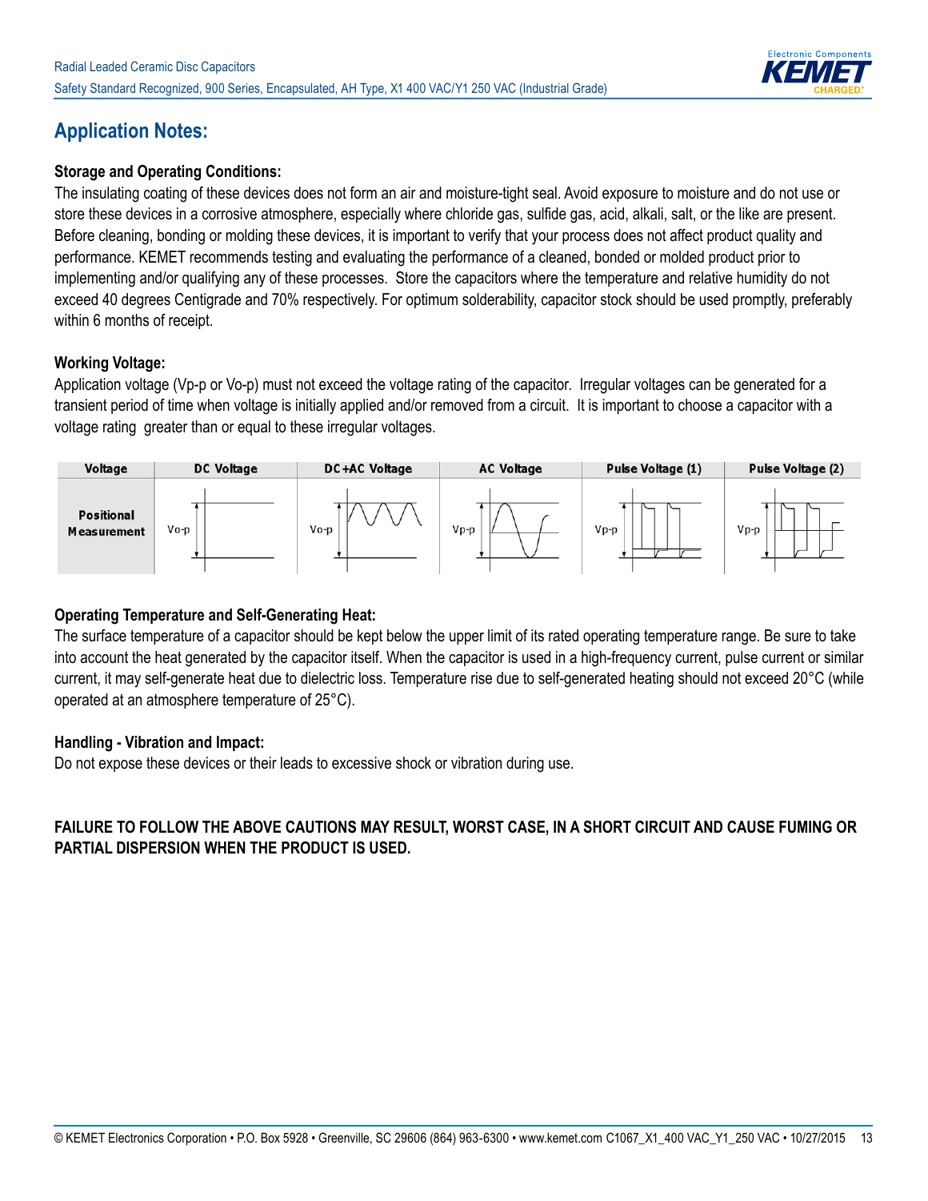## Application Notes:

### Storage and Operating Conditions:

The insulating coating of these devices does not form an air and moisture-tight seal. Avoid exposure to moisture and do not use or store these devices in a corrosive atmosphere, especially where chloride gas, sulfide gas, acid, alkali, salt, or the like are present. Before cleaning, bonding or molding these devices, it is important to verify that your process does not affect product quality and performance. KEMET recommends testing and evaluating the performance of a cleaned, bonded or molded product prior to implementing and/or qualifying any of these processes. Store the capacitors where the temperature and relative humidity do not exceed 40 degrees Centigrade and 70% respectively. For optimum solderability, capacitor stock should be used promptly, preferably within 6 months of receipt.

### Working Voltage:

Application voltage (Vp-p or Vo-p) must not exceed the voltage rating of the capacitor. Irregular voltages can be generated for a transient period of time when voltage is initially applied and/or removed from a circuit. It is important to choose a capacitor with a voltage rating greater than or equal to these irregular voltages.

| Voltage | DC Voltage | DC+AC Voltage | AC Voltage | Pulse Voltage (1) | Pulse Voltage (2) |
|---|---|---|---|---|---|
| Positional Measurement | Vo-p | Vo-p | Vp-p | Vp-p | Vp-p |

### Operating Temperature and Self-Generating Heat:

The surface temperature of a capacitor should be kept below the upper limit of its rated operating temperature range. Be sure to take into account the heat generated by the capacitor itself. When the capacitor is used in a high-frequency current, pulse current or similar current, it may self-generate heat due to dielectric loss. Temperature rise due to self-generated heating should not exceed 20°C (while operated at an atmosphere temperature of 25°C).

### Handling - Vibration and Impact:

Do not expose these devices or their leads to excessive shock or vibration during use.

**FAILURE TO FOLLOW THE ABOVE CAUTIONS MAY RESULT, WORST CASE, IN A SHORT CIRCUIT AND CAUSE FUMING OR PARTIAL DISPERSION WHEN THE PRODUCT IS USED.**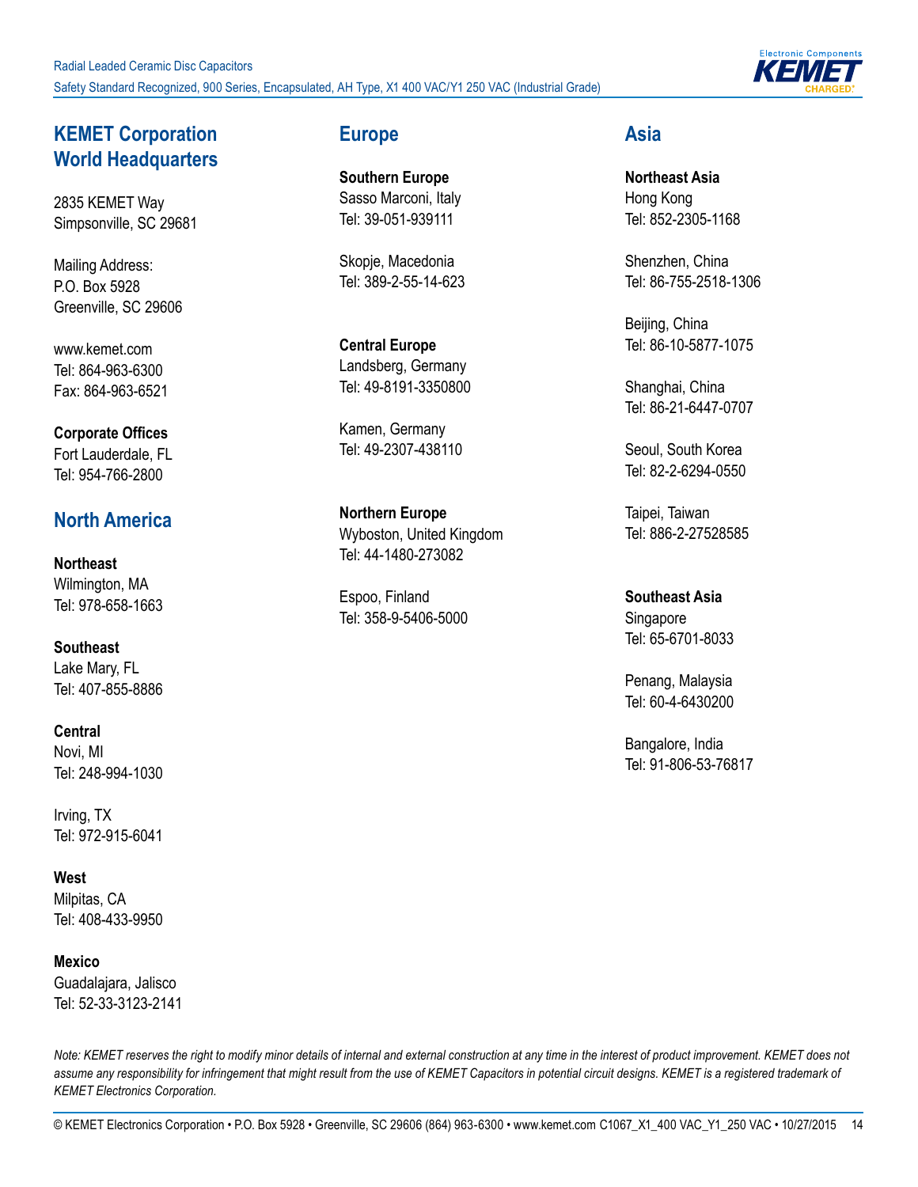## KEMET Corporation World Headquarters

2835 KEMET Way
Simpsonville, SC 29681

Mailing Address:
P.O. Box 5928
Greenville, SC 29606

www.kemet.com
Tel: 864-963-6300
Fax: 864-963-6521

**Corporate Offices**
Fort Lauderdale, FL
Tel: 954-766-2800

## North America

**Northeast**
Wilmington, MA
Tel: 978-658-1663

**Southeast**
Lake Mary, FL
Tel: 407-855-8886

**Central**
Novi, MI
Tel: 248-994-1030

Irving, TX
Tel: 972-915-6041

**West**
Milpitas, CA
Tel: 408-433-9950

**Mexico**
Guadalajara, Jalisco
Tel: 52-33-3123-2141

## Europe

**Southern Europe**
Sasso Marconi, Italy
Tel: 39-051-939111

Skopje, Macedonia
Tel: 389-2-55-14-623

**Central Europe**
Landsberg, Germany
Tel: 49-8191-3350800

Kamen, Germany
Tel: 49-2307-438110

**Northern Europe**
Wyboston, United Kingdom
Tel: 44-1480-273082

Espoo, Finland
Tel: 358-9-5406-5000

## Asia

**Northeast Asia**
Hong Kong
Tel: 852-2305-1168

Shenzhen, China
Tel: 86-755-2518-1306

Beijing, China
Tel: 86-10-5877-1075

Shanghai, China
Tel: 86-21-6447-0707

Seoul, South Korea
Tel: 82-2-6294-0550

Taipei, Taiwan
Tel: 886-2-27528585

**Southeast Asia**
Singapore
Tel: 65-6701-8033

Penang, Malaysia
Tel: 60-4-6430200

Bangalore, India
Tel: 91-806-53-76817

*Note: KEMET reserves the right to modify minor details of internal and external construction at any time in the interest of product improvement. KEMET does not assume any responsibility for infringement that might result from the use of KEMET Capacitors in potential circuit designs. KEMET is a registered trademark of KEMET Electronics Corporation.*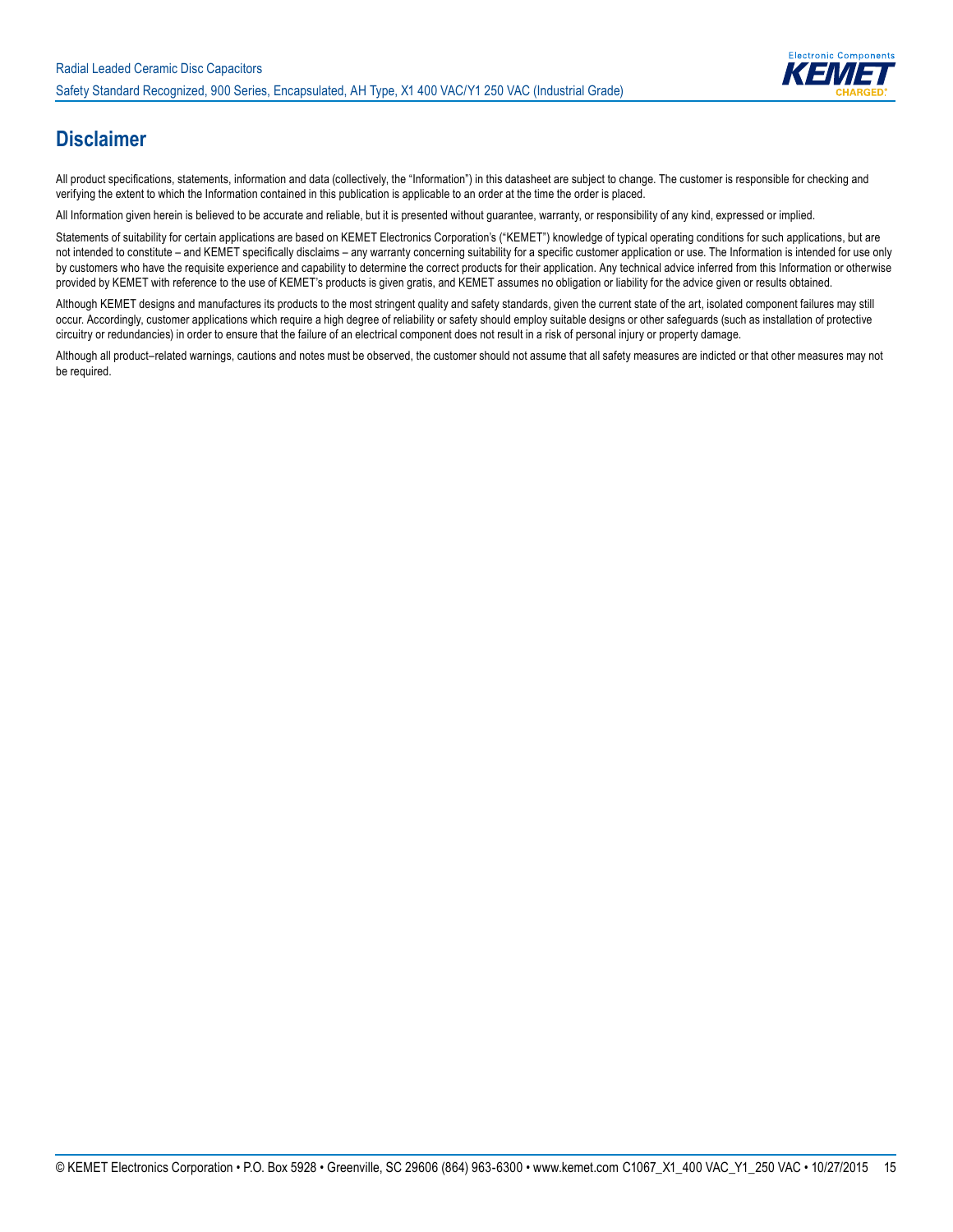## Disclaimer

All product specifications, statements, information and data (collectively, the "Information") in this datasheet are subject to change. The customer is responsible for checking and verifying the extent to which the Information contained in this publication is applicable to an order at the time the order is placed.

All Information given herein is believed to be accurate and reliable, but it is presented without guarantee, warranty, or responsibility of any kind, expressed or implied.

Statements of suitability for certain applications are based on KEMET Electronics Corporation's ("KEMET") knowledge of typical operating conditions for such applications, but are not intended to constitute – and KEMET specifically disclaims – any warranty concerning suitability for a specific customer application or use. The Information is intended for use only by customers who have the requisite experience and capability to determine the correct products for their application. Any technical advice inferred from this Information or otherwise provided by KEMET with reference to the use of KEMET's products is given gratis, and KEMET assumes no obligation or liability for the advice given or results obtained.

Although KEMET designs and manufactures its products to the most stringent quality and safety standards, given the current state of the art, isolated component failures may still occur. Accordingly, customer applications which require a high degree of reliability or safety should employ suitable designs or other safeguards (such as installation of protective circuitry or redundancies) in order to ensure that the failure of an electrical component does not result in a risk of personal injury or property damage.

Although all product–related warnings, cautions and notes must be observed, the customer should not assume that all safety measures are indicted or that other measures may not be required.